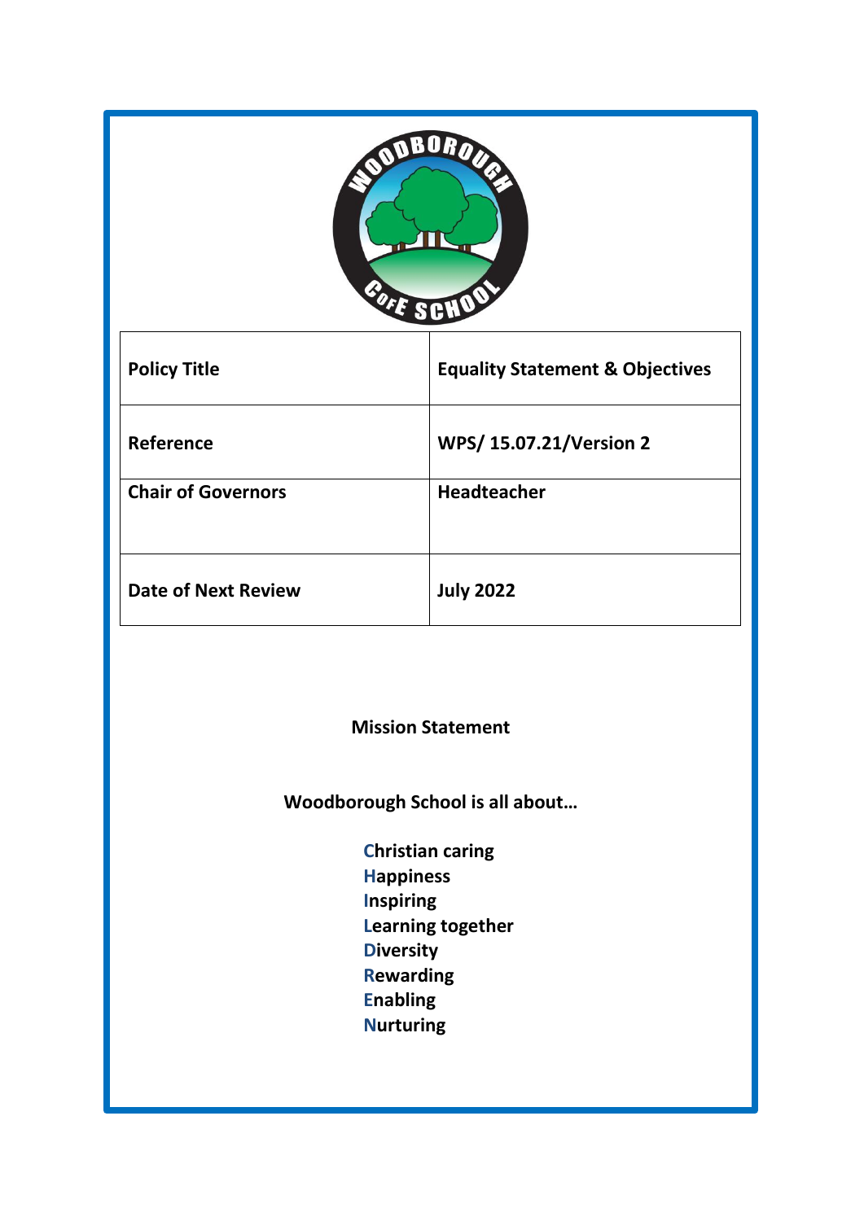| Policy Title | Equality Statement & Objectives |
| --- | --- |
| Reference | WPS/ 15.07.21/Version 2 |
| Chair of Governors | Headteacher |
| Date of Next Review | July 2022 |

**Mission Statement**

**Woodborough School is all about…**

**Christian caring**
**Happiness**
**Inspiring**
**Learning together**
**Diversity**
**Rewarding**
**Enabling**
**Nurturing**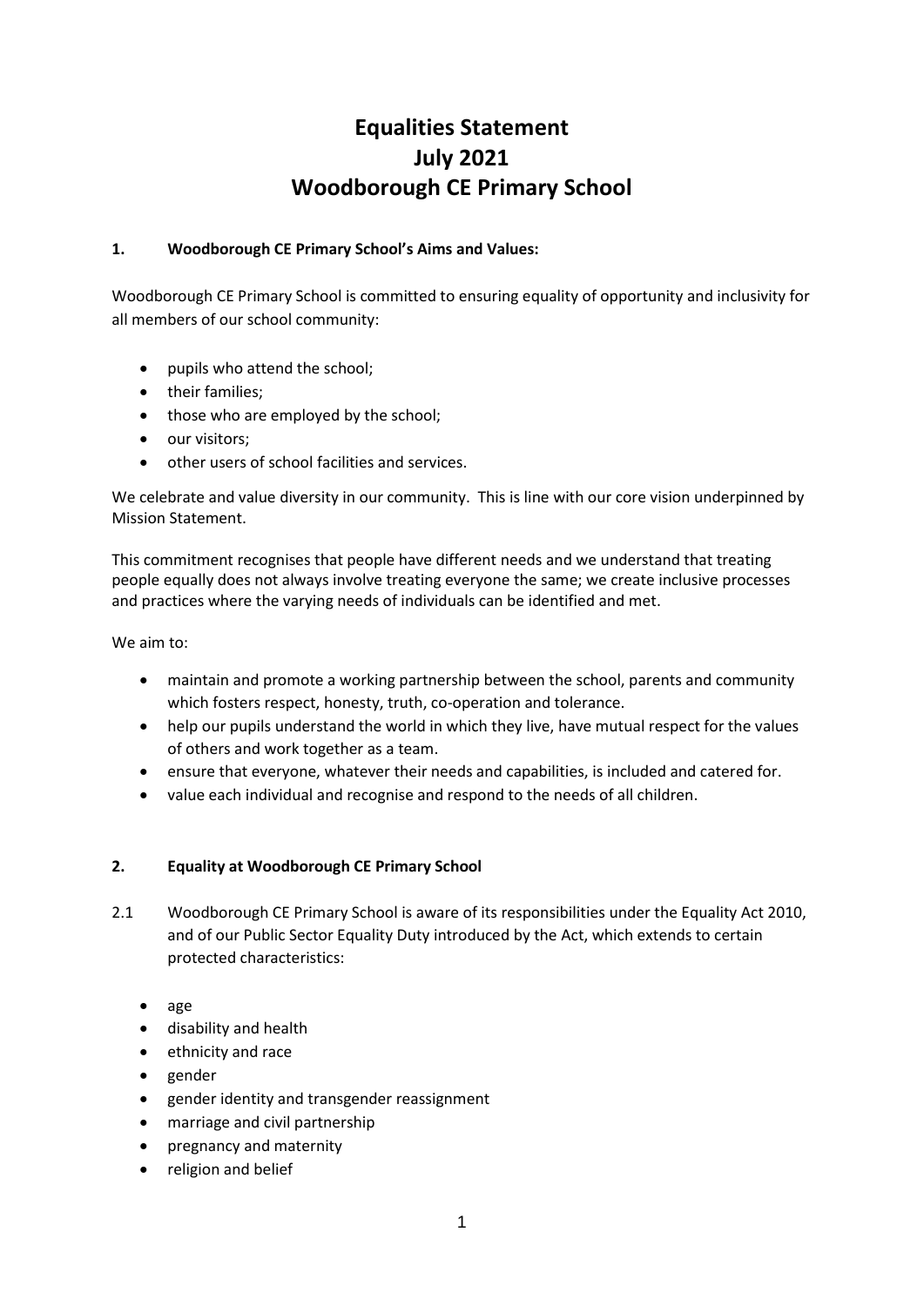# Equalities Statement
# July 2021
# Woodborough CE Primary School

## 1. Woodborough CE Primary School's Aims and Values:

Woodborough CE Primary School is committed to ensuring equality of opportunity and inclusivity for all members of our school community:

- pupils who attend the school;
- their families;
- those who are employed by the school;
- our visitors;
- other users of school facilities and services.

We celebrate and value diversity in our community. This is line with our core vision underpinned by Mission Statement.

This commitment recognises that people have different needs and we understand that treating people equally does not always involve treating everyone the same; we create inclusive processes and practices where the varying needs of individuals can be identified and met.

We aim to:

- maintain and promote a working partnership between the school, parents and community which fosters respect, honesty, truth, co-operation and tolerance.
- help our pupils understand the world in which they live, have mutual respect for the values of others and work together as a team.
- ensure that everyone, whatever their needs and capabilities, is included and catered for.
- value each individual and recognise and respond to the needs of all children.

## 2. Equality at Woodborough CE Primary School

2.1 Woodborough CE Primary School is aware of its responsibilities under the Equality Act 2010, and of our Public Sector Equality Duty introduced by the Act, which extends to certain protected characteristics:

- age
- disability and health
- ethnicity and race
- gender
- gender identity and transgender reassignment
- marriage and civil partnership
- pregnancy and maternity
- religion and belief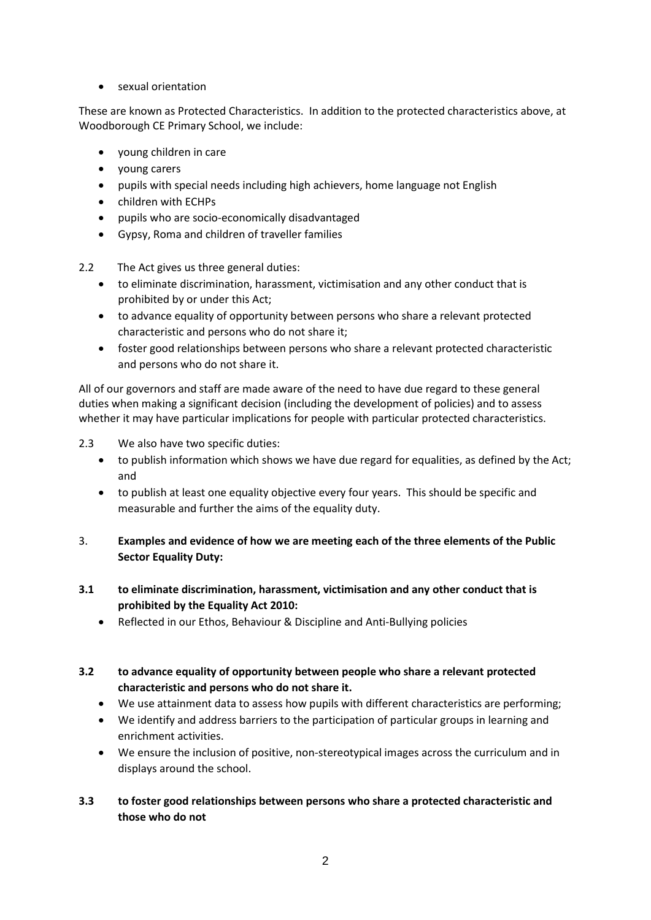- sexual orientation

These are known as Protected Characteristics. In addition to the protected characteristics above, at Woodborough CE Primary School, we include:

- young children in care
- young carers
- pupils with special needs including high achievers, home language not English
- children with ECHPs
- pupils who are socio-economically disadvantaged
- Gypsy, Roma and children of traveller families

2.2 The Act gives us three general duties:

- to eliminate discrimination, harassment, victimisation and any other conduct that is prohibited by or under this Act;
- to advance equality of opportunity between persons who share a relevant protected characteristic and persons who do not share it;
- foster good relationships between persons who share a relevant protected characteristic and persons who do not share it.

All of our governors and staff are made aware of the need to have due regard to these general duties when making a significant decision (including the development of policies) and to assess whether it may have particular implications for people with particular protected characteristics.

2.3 We also have two specific duties:

- to publish information which shows we have due regard for equalities, as defined by the Act; and
- to publish at least one equality objective every four years. This should be specific and measurable and further the aims of the equality duty.

3. **Examples and evidence of how we are meeting each of the three elements of the Public Sector Equality Duty:**

**3.1 to eliminate discrimination, harassment, victimisation and any other conduct that is prohibited by the Equality Act 2010:**

- Reflected in our Ethos, Behaviour & Discipline and Anti-Bullying policies

**3.2 to advance equality of opportunity between people who share a relevant protected characteristic and persons who do not share it.**

- We use attainment data to assess how pupils with different characteristics are performing;
- We identify and address barriers to the participation of particular groups in learning and enrichment activities.
- We ensure the inclusion of positive, non-stereotypical images across the curriculum and in displays around the school.

**3.3 to foster good relationships between persons who share a protected characteristic and those who do not**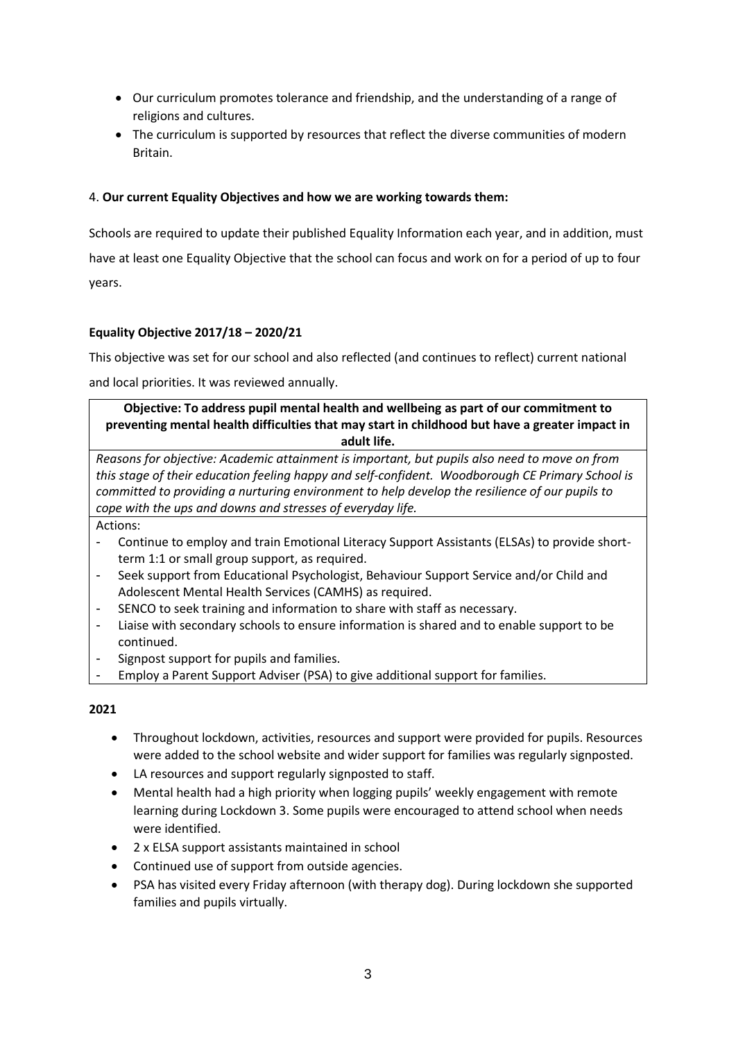- Our curriculum promotes tolerance and friendship, and the understanding of a range of religions and cultures.
- The curriculum is supported by resources that reflect the diverse communities of modern Britain.

4. **Our current Equality Objectives and how we are working towards them:**

Schools are required to update their published Equality Information each year, and in addition, must have at least one Equality Objective that the school can focus and work on for a period of up to four years.

**Equality Objective 2017/18 – 2020/21**

This objective was set for our school and also reflected (and continues to reflect) current national and local priorities. It was reviewed annually.

| **Objective: To address pupil mental health and wellbeing as part of our commitment to preventing mental health difficulties that may start in childhood but have a greater impact in adult life.** |
|---|
| *Reasons for objective: Academic attainment is important, but pupils also need to move on from this stage of their education feeling happy and self-confident. Woodborough CE Primary School is committed to providing a nurturing environment to help develop the resilience of our pupils to cope with the ups and downs and stresses of everyday life.* |
| Actions:<br>- Continue to employ and train Emotional Literacy Support Assistants (ELSAs) to provide short-term 1:1 or small group support, as required.<br>- Seek support from Educational Psychologist, Behaviour Support Service and/or Child and Adolescent Mental Health Services (CAMHS) as required.<br>- SENCO to seek training and information to share with staff as necessary.<br>- Liaise with secondary schools to ensure information is shared and to enable support to be continued.<br>- Signpost support for pupils and families.<br>- Employ a Parent Support Adviser (PSA) to give additional support for families. |

**2021**

- Throughout lockdown, activities, resources and support were provided for pupils. Resources were added to the school website and wider support for families was regularly signposted.
- LA resources and support regularly signposted to staff.
- Mental health had a high priority when logging pupils' weekly engagement with remote learning during Lockdown 3. Some pupils were encouraged to attend school when needs were identified.
- 2 x ELSA support assistants maintained in school
- Continued use of support from outside agencies.
- PSA has visited every Friday afternoon (with therapy dog). During lockdown she supported families and pupils virtually.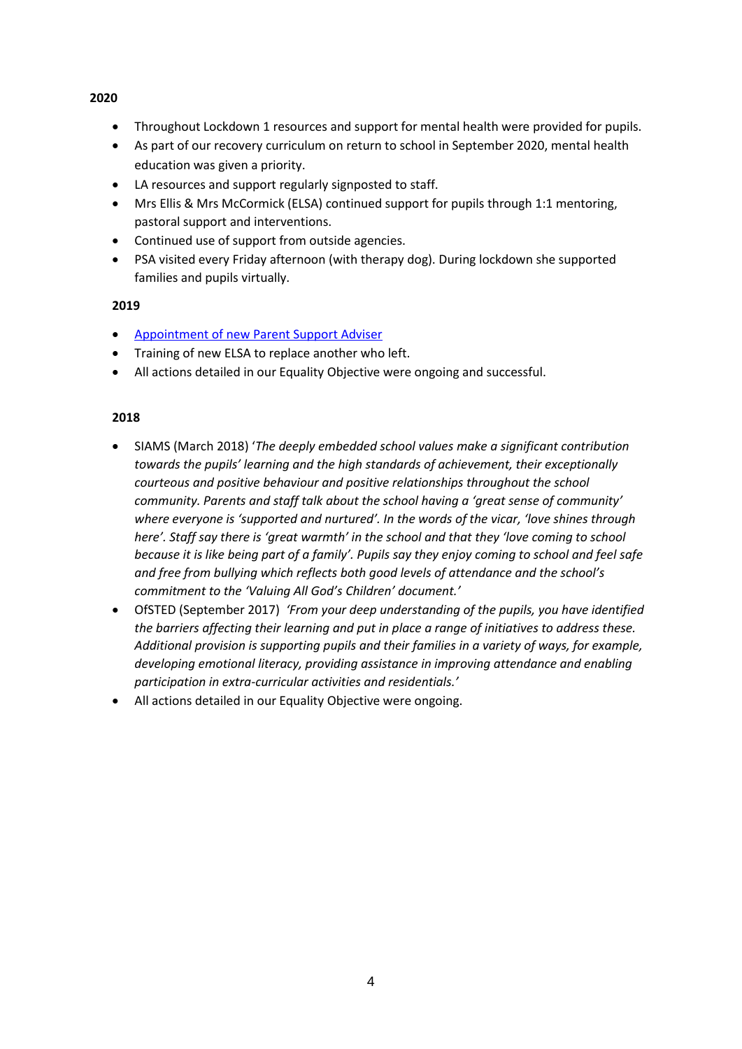**2020**

- Throughout Lockdown 1 resources and support for mental health were provided for pupils.
- As part of our recovery curriculum on return to school in September 2020, mental health education was given a priority.
- LA resources and support regularly signposted to staff.
- Mrs Ellis & Mrs McCormick (ELSA) continued support for pupils through 1:1 mentoring, pastoral support and interventions.
- Continued use of support from outside agencies.
- PSA visited every Friday afternoon (with therapy dog). During lockdown she supported families and pupils virtually.

**2019**

- Appointment of new Parent Support Adviser
- Training of new ELSA to replace another who left.
- All actions detailed in our Equality Objective were ongoing and successful.

**2018**

- SIAMS (March 2018) '*The deeply embedded school values make a significant contribution towards the pupils' learning and the high standards of achievement, their exceptionally courteous and positive behaviour and positive relationships throughout the school community. Parents and staff talk about the school having a 'great sense of community' where everyone is 'supported and nurtured'. In the words of the vicar, 'love shines through here'. Staff say there is 'great warmth' in the school and that they 'love coming to school because it is like being part of a family'. Pupils say they enjoy coming to school and feel safe and free from bullying which reflects both good levels of attendance and the school's commitment to the 'Valuing All God's Children' document.'*
- OfSTED (September 2017) *'From your deep understanding of the pupils, you have identified the barriers affecting their learning and put in place a range of initiatives to address these. Additional provision is supporting pupils and their families in a variety of ways, for example, developing emotional literacy, providing assistance in improving attendance and enabling participation in extra-curricular activities and residentials.'*
- All actions detailed in our Equality Objective were ongoing.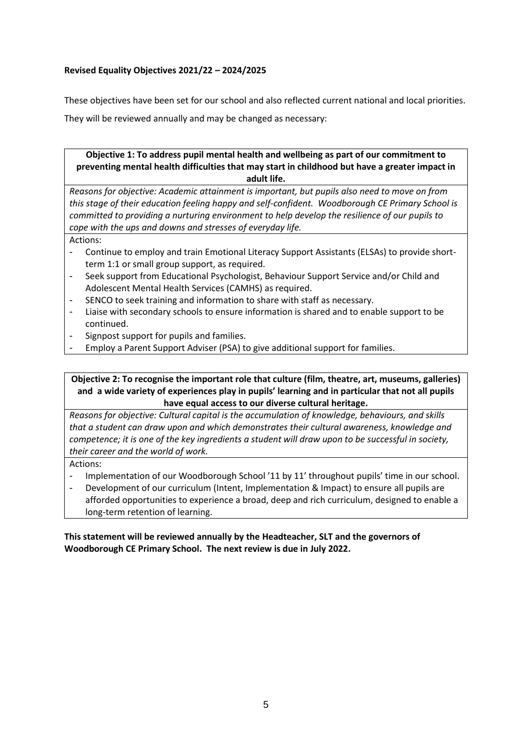**Revised Equality Objectives 2021/22 – 2024/2025**

These objectives have been set for our school and also reflected current national and local priorities.

They will be reviewed annually and may be changed as necessary:

**Objective 1: To address pupil mental health and wellbeing as part of our commitment to preventing mental health difficulties that may start in childhood but have a greater impact in adult life.**

*Reasons for objective: Academic attainment is important, but pupils also need to move on from this stage of their education feeling happy and self-confident. Woodborough CE Primary School is committed to providing a nurturing environment to help develop the resilience of our pupils to cope with the ups and downs and stresses of everyday life.*

Actions:

- Continue to employ and train Emotional Literacy Support Assistants (ELSAs) to provide short-term 1:1 or small group support, as required.
- Seek support from Educational Psychologist, Behaviour Support Service and/or Child and Adolescent Mental Health Services (CAMHS) as required.
- SENCO to seek training and information to share with staff as necessary.
- Liaise with secondary schools to ensure information is shared and to enable support to be continued.
- Signpost support for pupils and families.
- Employ a Parent Support Adviser (PSA) to give additional support for families.

**Objective 2: To recognise the important role that culture (film, theatre, art, museums, galleries) and a wide variety of experiences play in pupils' learning and in particular that not all pupils have equal access to our diverse cultural heritage.**

*Reasons for objective: Cultural capital is the accumulation of knowledge, behaviours, and skills that a student can draw upon and which demonstrates their cultural awareness, knowledge and competence; it is one of the key ingredients a student will draw upon to be successful in society, their career and the world of work.*

Actions:

- Implementation of our Woodborough School '11 by 11' throughout pupils' time in our school.
- Development of our curriculum (Intent, Implementation & Impact) to ensure all pupils are afforded opportunities to experience a broad, deep and rich curriculum, designed to enable a long-term retention of learning.

**This statement will be reviewed annually by the Headteacher, SLT and the governors of Woodborough CE Primary School. The next review is due in July 2022.**